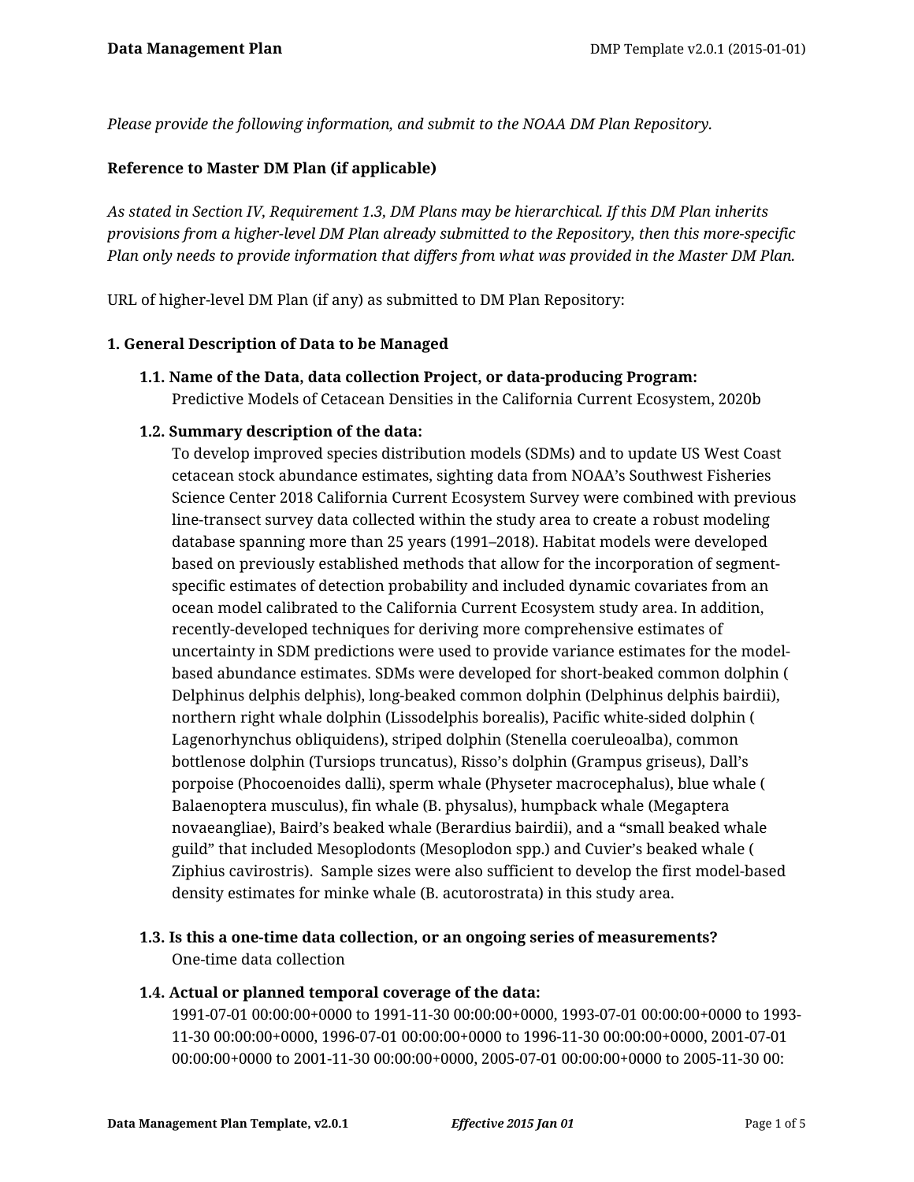*Please provide the following information, and submit to the NOAA DM Plan Repository.*

**Reference to Master DM Plan (if applicable)**

*As stated in Section IV, Requirement 1.3, DM Plans may be hierarchical. If this DM Plan inherits provisions from a higher-level DM Plan already submitted to the Repository, then this more-specific Plan only needs to provide information that differs from what was provided in the Master DM Plan.*

URL of higher-level DM Plan (if any) as submitted to DM Plan Repository:

**1. General Description of Data to be Managed**

**1.1. Name of the Data, data collection Project, or data-producing Program:**
Predictive Models of Cetacean Densities in the California Current Ecosystem, 2020b

**1.2. Summary description of the data:**
To develop improved species distribution models (SDMs) and to update US West Coast cetacean stock abundance estimates, sighting data from NOAA's Southwest Fisheries Science Center 2018 California Current Ecosystem Survey were combined with previous line-transect survey data collected within the study area to create a robust modeling database spanning more than 25 years (1991–2018). Habitat models were developed based on previously established methods that allow for the incorporation of segment-specific estimates of detection probability and included dynamic covariates from an ocean model calibrated to the California Current Ecosystem study area. In addition, recently-developed techniques for deriving more comprehensive estimates of uncertainty in SDM predictions were used to provide variance estimates for the model-based abundance estimates. SDMs were developed for short-beaked common dolphin ( Delphinus delphis delphis), long-beaked common dolphin (Delphinus delphis bairdii), northern right whale dolphin (Lissodelphis borealis), Pacific white-sided dolphin ( Lagenorhynchus obliquidens), striped dolphin (Stenella coeruleoalba), common bottlenose dolphin (Tursiops truncatus), Risso's dolphin (Grampus griseus), Dall's porpoise (Phocoenoides dalli), sperm whale (Physeter macrocephalus), blue whale ( Balaenoptera musculus), fin whale (B. physalus), humpback whale (Megaptera novaeangliae), Baird's beaked whale (Berardius bairdii), and a "small beaked whale guild" that included Mesoplodonts (Mesoplodon spp.) and Cuvier's beaked whale ( Ziphius cavirostris). Sample sizes were also sufficient to develop the first model-based density estimates for minke whale (B. acutorostrata) in this study area.

**1.3. Is this a one-time data collection, or an ongoing series of measurements?**
One-time data collection

**1.4. Actual or planned temporal coverage of the data:**
1991-07-01 00:00:00+0000 to 1991-11-30 00:00:00+0000, 1993-07-01 00:00:00+0000 to 1993-11-30 00:00:00+0000, 1996-07-01 00:00:00+0000 to 1996-11-30 00:00:00+0000, 2001-07-01 00:00:00+0000 to 2001-11-30 00:00:00+0000, 2005-07-01 00:00:00+0000 to 2005-11-30 00: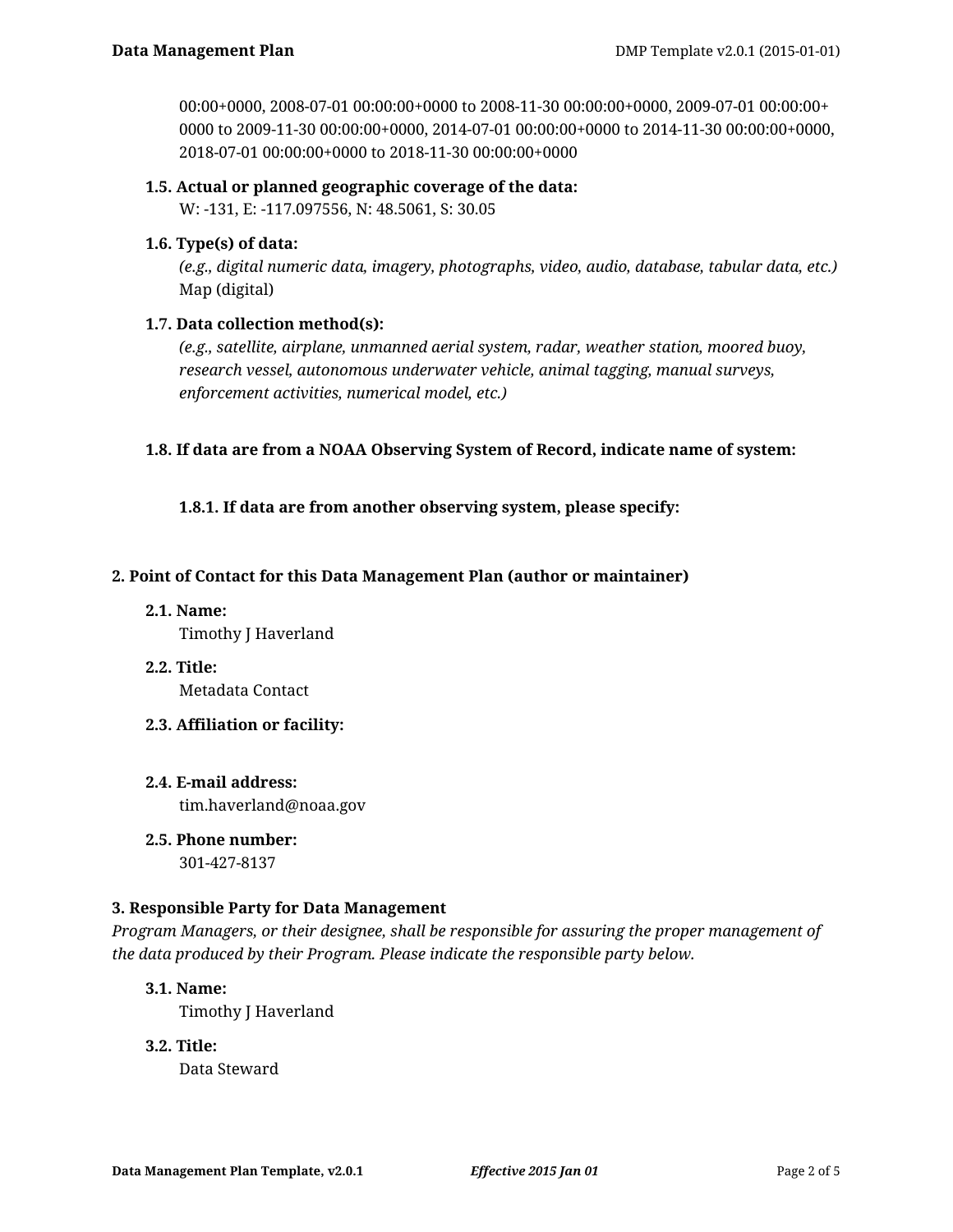00:00+0000, 2008-07-01 00:00:00+0000 to 2008-11-30 00:00:00+0000, 2009-07-01 00:00:00+0000 to 2009-11-30 00:00:00+0000, 2014-07-01 00:00:00+0000 to 2014-11-30 00:00:00+0000, 2018-07-01 00:00:00+0000 to 2018-11-30 00:00:00+0000

### 1.5. Actual or planned geographic coverage of the data:

W: -131, E: -117.097556, N: 48.5061, S: 30.05

### 1.6. Type(s) of data:

*(e.g., digital numeric data, imagery, photographs, video, audio, database, tabular data, etc.)*

Map (digital)

### 1.7. Data collection method(s):

*(e.g., satellite, airplane, unmanned aerial system, radar, weather station, moored buoy, research vessel, autonomous underwater vehicle, animal tagging, manual surveys, enforcement activities, numerical model, etc.)*

### 1.8. If data are from a NOAA Observing System of Record, indicate name of system:

#### 1.8.1. If data are from another observing system, please specify:

## 2. Point of Contact for this Data Management Plan (author or maintainer)

### 2.1. Name:

Timothy J Haverland

### 2.2. Title:

Metadata Contact

### 2.3. Affiliation or facility:

### 2.4. E-mail address:

tim.haverland@noaa.gov

### 2.5. Phone number:

301-427-8137

## 3. Responsible Party for Data Management

*Program Managers, or their designee, shall be responsible for assuring the proper management of the data produced by their Program. Please indicate the responsible party below.*

### 3.1. Name:

Timothy J Haverland

### 3.2. Title:

Data Steward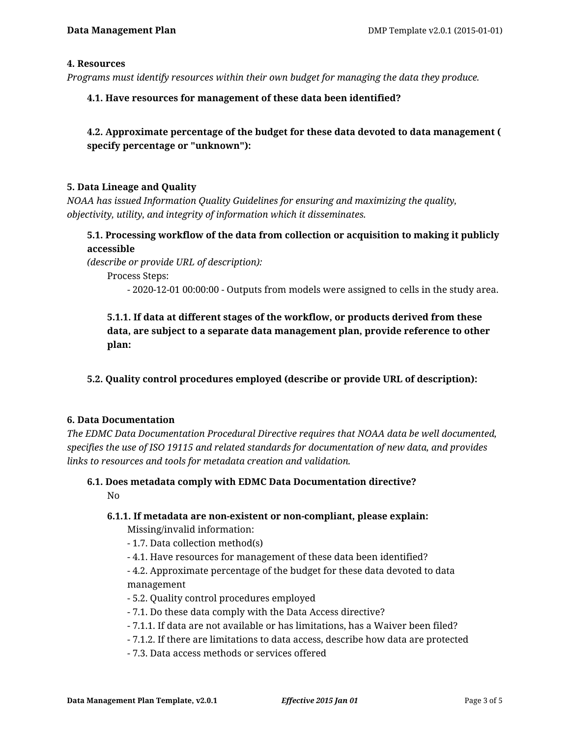**4. Resources**

*Programs must identify resources within their own budget for managing the data they produce.*

**4.1. Have resources for management of these data been identified?**

**4.2. Approximate percentage of the budget for these data devoted to data management ( specify percentage or "unknown"):**

**5. Data Lineage and Quality**

*NOAA has issued Information Quality Guidelines for ensuring and maximizing the quality, objectivity, utility, and integrity of information which it disseminates.*

**5.1. Processing workflow of the data from collection or acquisition to making it publicly accessible**

*(describe or provide URL of description):*

Process Steps:

- 2020-12-01 00:00:00 - Outputs from models were assigned to cells in the study area.

**5.1.1. If data at different stages of the workflow, or products derived from these data, are subject to a separate data management plan, provide reference to other plan:**

**5.2. Quality control procedures employed (describe or provide URL of description):**

**6. Data Documentation**

*The EDMC Data Documentation Procedural Directive requires that NOAA data be well documented, specifies the use of ISO 19115 and related standards for documentation of new data, and provides links to resources and tools for metadata creation and validation.*

**6.1. Does metadata comply with EDMC Data Documentation directive?**

No

**6.1.1. If metadata are non-existent or non-compliant, please explain:**

Missing/invalid information:

- 1.7. Data collection method(s)
- 4.1. Have resources for management of these data been identified?
- 4.2. Approximate percentage of the budget for these data devoted to data management
- 5.2. Quality control procedures employed
- 7.1. Do these data comply with the Data Access directive?
- 7.1.1. If data are not available or has limitations, has a Waiver been filed?
- 7.1.2. If there are limitations to data access, describe how data are protected
- 7.3. Data access methods or services offered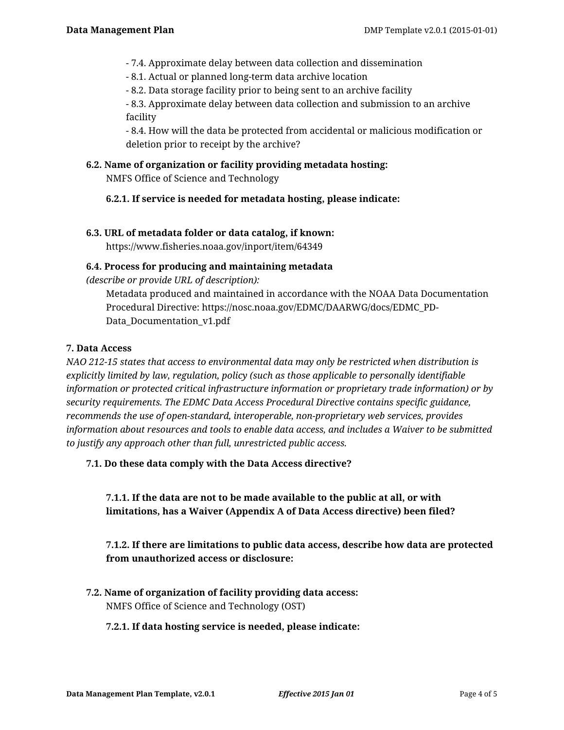- 7.4. Approximate delay between data collection and dissemination
- 8.1. Actual or planned long-term data archive location
- 8.2. Data storage facility prior to being sent to an archive facility
- 8.3. Approximate delay between data collection and submission to an archive facility
- 8.4. How will the data be protected from accidental or malicious modification or deletion prior to receipt by the archive?

**6.2. Name of organization or facility providing metadata hosting:**

NMFS Office of Science and Technology

**6.2.1. If service is needed for metadata hosting, please indicate:**

**6.3. URL of metadata folder or data catalog, if known:**

https://www.fisheries.noaa.gov/inport/item/64349

**6.4. Process for producing and maintaining metadata**
*(describe or provide URL of description):*

Metadata produced and maintained in accordance with the NOAA Data Documentation Procedural Directive: https://nosc.noaa.gov/EDMC/DAARWG/docs/EDMC_PD-Data_Documentation_v1.pdf

**7. Data Access**

*NAO 212-15 states that access to environmental data may only be restricted when distribution is explicitly limited by law, regulation, policy (such as those applicable to personally identifiable information or protected critical infrastructure information or proprietary trade information) or by security requirements. The EDMC Data Access Procedural Directive contains specific guidance, recommends the use of open-standard, interoperable, non-proprietary web services, provides information about resources and tools to enable data access, and includes a Waiver to be submitted to justify any approach other than full, unrestricted public access.*

**7.1. Do these data comply with the Data Access directive?**

**7.1.1. If the data are not to be made available to the public at all, or with limitations, has a Waiver (Appendix A of Data Access directive) been filed?**

**7.1.2. If there are limitations to public data access, describe how data are protected from unauthorized access or disclosure:**

**7.2. Name of organization of facility providing data access:**

NMFS Office of Science and Technology (OST)

**7.2.1. If data hosting service is needed, please indicate:**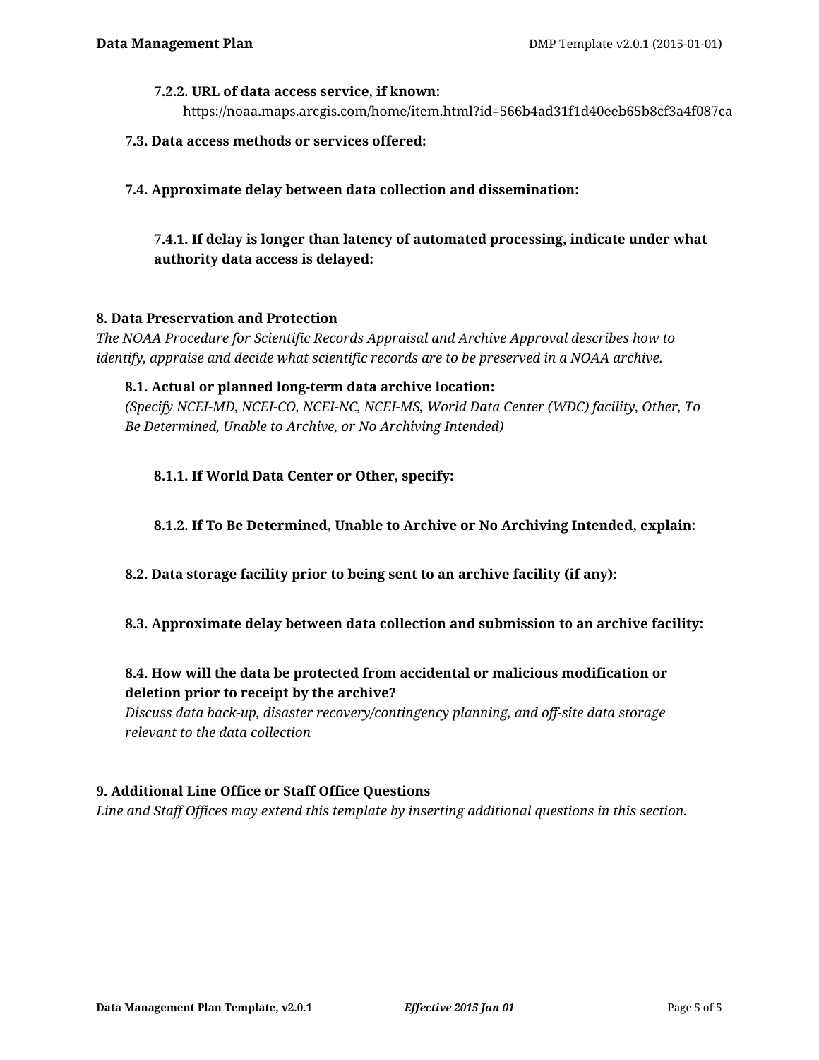**7.2.2. URL of data access service, if known:**

https://noaa.maps.arcgis.com/home/item.html?id=566b4ad31f1d40eeb65b8cf3a4f087ca

**7.3. Data access methods or services offered:**

**7.4. Approximate delay between data collection and dissemination:**

**7.4.1. If delay is longer than latency of automated processing, indicate under what authority data access is delayed:**

## 8. Data Preservation and Protection

*The NOAA Procedure for Scientific Records Appraisal and Archive Approval describes how to identify, appraise and decide what scientific records are to be preserved in a NOAA archive.*

**8.1. Actual or planned long-term data archive location:**

*(Specify NCEI-MD, NCEI-CO, NCEI-NC, NCEI-MS, World Data Center (WDC) facility, Other, To Be Determined, Unable to Archive, or No Archiving Intended)*

**8.1.1. If World Data Center or Other, specify:**

**8.1.2. If To Be Determined, Unable to Archive or No Archiving Intended, explain:**

**8.2. Data storage facility prior to being sent to an archive facility (if any):**

**8.3. Approximate delay between data collection and submission to an archive facility:**

**8.4. How will the data be protected from accidental or malicious modification or deletion prior to receipt by the archive?**

*Discuss data back-up, disaster recovery/contingency planning, and off-site data storage relevant to the data collection*

## 9. Additional Line Office or Staff Office Questions

*Line and Staff Offices may extend this template by inserting additional questions in this section.*